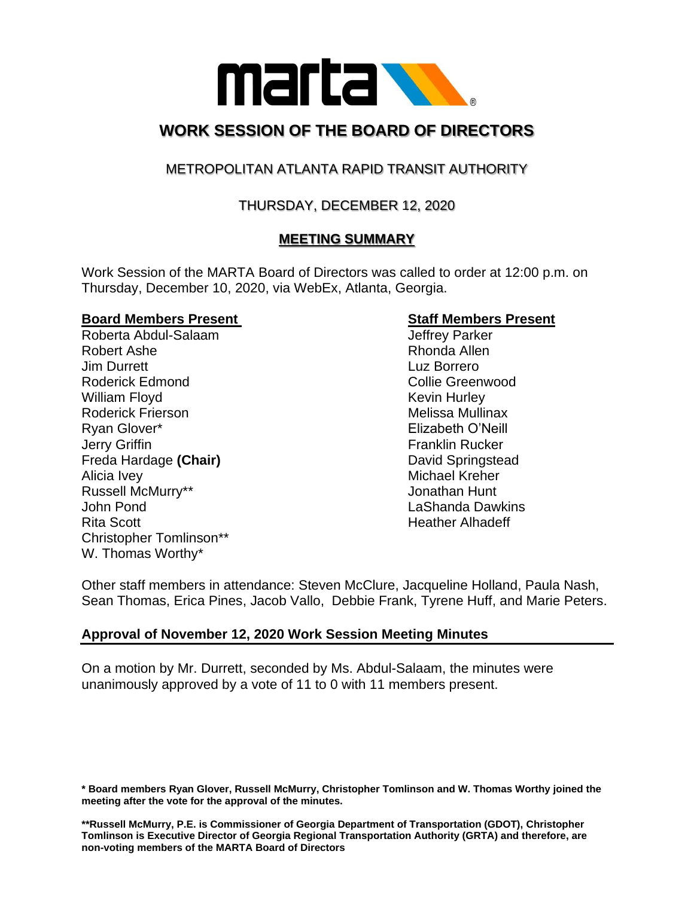# WORK SESSION OF THE BOARD OF DIRECTORS

## METROPOLITAN ATLANTA RAPID TRANSIT AUTHORITY

## THURSDAY, DECEMBER 12, 2020

## MEETING SUMMARY

Work Session of the MARTA Board of Directors was called to order at 12:00 p.m. on Thursday, December 10, 2020, via WebEx, Atlanta, Georgia.

| **Board Members Present** | **Staff Members Present** |
|---|---|
| Roberta Abdul-Salaam | Jeffrey Parker |
| Robert Ashe | Rhonda Allen |
| Jim Durrett | Luz Borrero |
| Roderick Edmond | Collie Greenwood |
| William Floyd | Kevin Hurley |
| Roderick Frierson | Melissa Mullinax |
| Ryan Glover* | Elizabeth O'Neill |
| Jerry Griffin | Franklin Rucker |
| Freda Hardage **(Chair)** | David Springstead |
| Alicia Ivey | Michael Kreher |
| Russell McMurry** | Jonathan Hunt |
| John Pond | LaShanda Dawkins |
| Rita Scott | Heather Alhadeff |
| Christopher Tomlinson** | |
| W. Thomas Worthy* | |

Other staff members in attendance: Steven McClure, Jacqueline Holland, Paula Nash, Sean Thomas, Erica Pines, Jacob Vallo, Debbie Frank, Tyrene Huff, and Marie Peters.

### Approval of November 12, 2020 Work Session Meeting Minutes

On a motion by Mr. Durrett, seconded by Ms. Abdul-Salaam, the minutes were unanimously approved by a vote of 11 to 0 with 11 members present.

**\* Board members Ryan Glover, Russell McMurry, Christopher Tomlinson and W. Thomas Worthy joined the meeting after the vote for the approval of the minutes.**

**\*\*Russell McMurry, P.E. is Commissioner of Georgia Department of Transportation (GDOT), Christopher Tomlinson is Executive Director of Georgia Regional Transportation Authority (GRTA) and therefore, are non-voting members of the MARTA Board of Directors**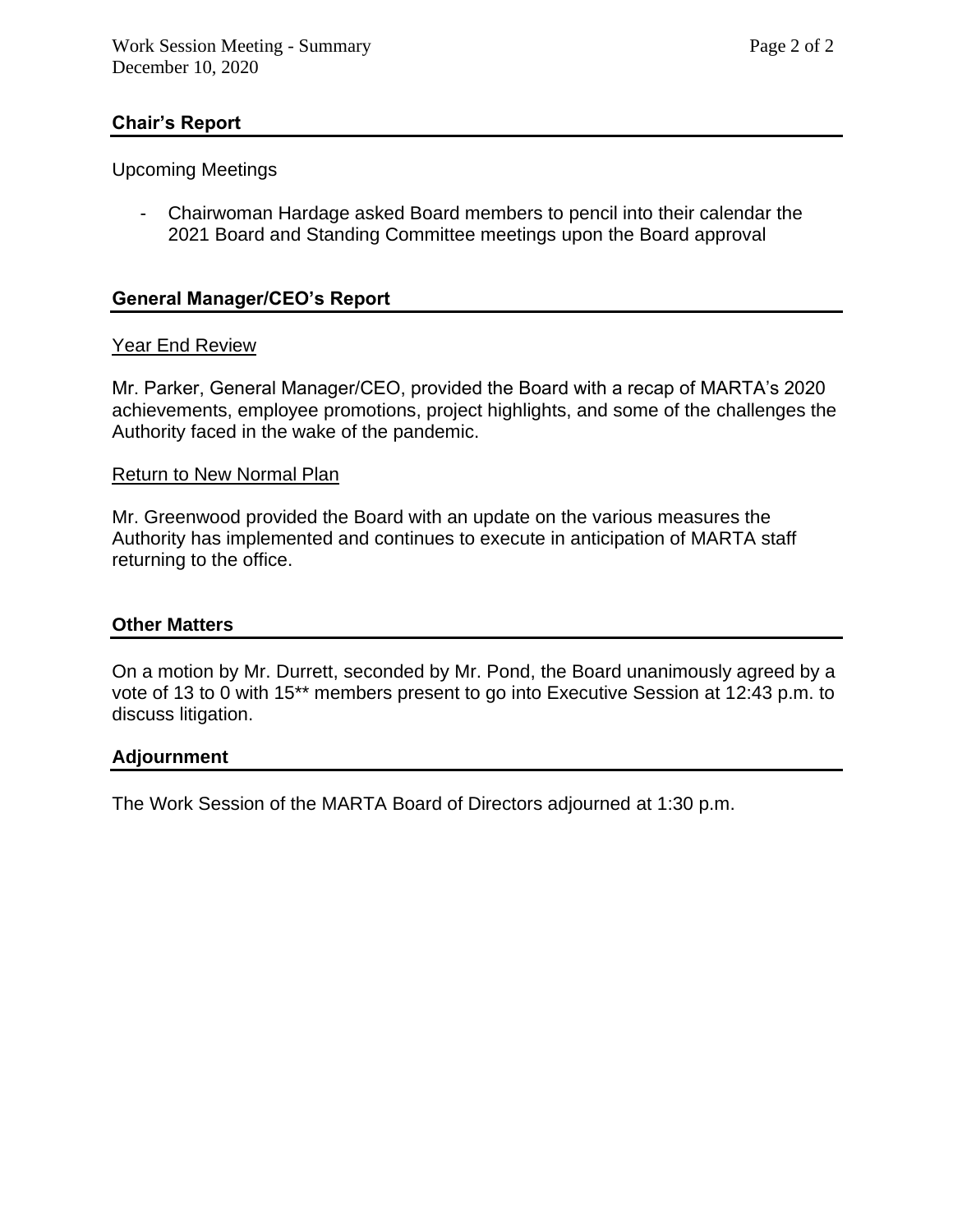## Chair's Report

Upcoming Meetings

- Chairwoman Hardage asked Board members to pencil into their calendar the 2021 Board and Standing Committee meetings upon the Board approval

## General Manager/CEO's Report

Year End Review

Mr. Parker, General Manager/CEO, provided the Board with a recap of MARTA's 2020 achievements, employee promotions, project highlights, and some of the challenges the Authority faced in the wake of the pandemic.

Return to New Normal Plan

Mr. Greenwood provided the Board with an update on the various measures the Authority has implemented and continues to execute in anticipation of MARTA staff returning to the office.

## Other Matters

On a motion by Mr. Durrett, seconded by Mr. Pond, the Board unanimously agreed by a vote of 13 to 0 with 15** members present to go into Executive Session at 12:43 p.m. to discuss litigation.

## Adjournment

The Work Session of the MARTA Board of Directors adjourned at 1:30 p.m.